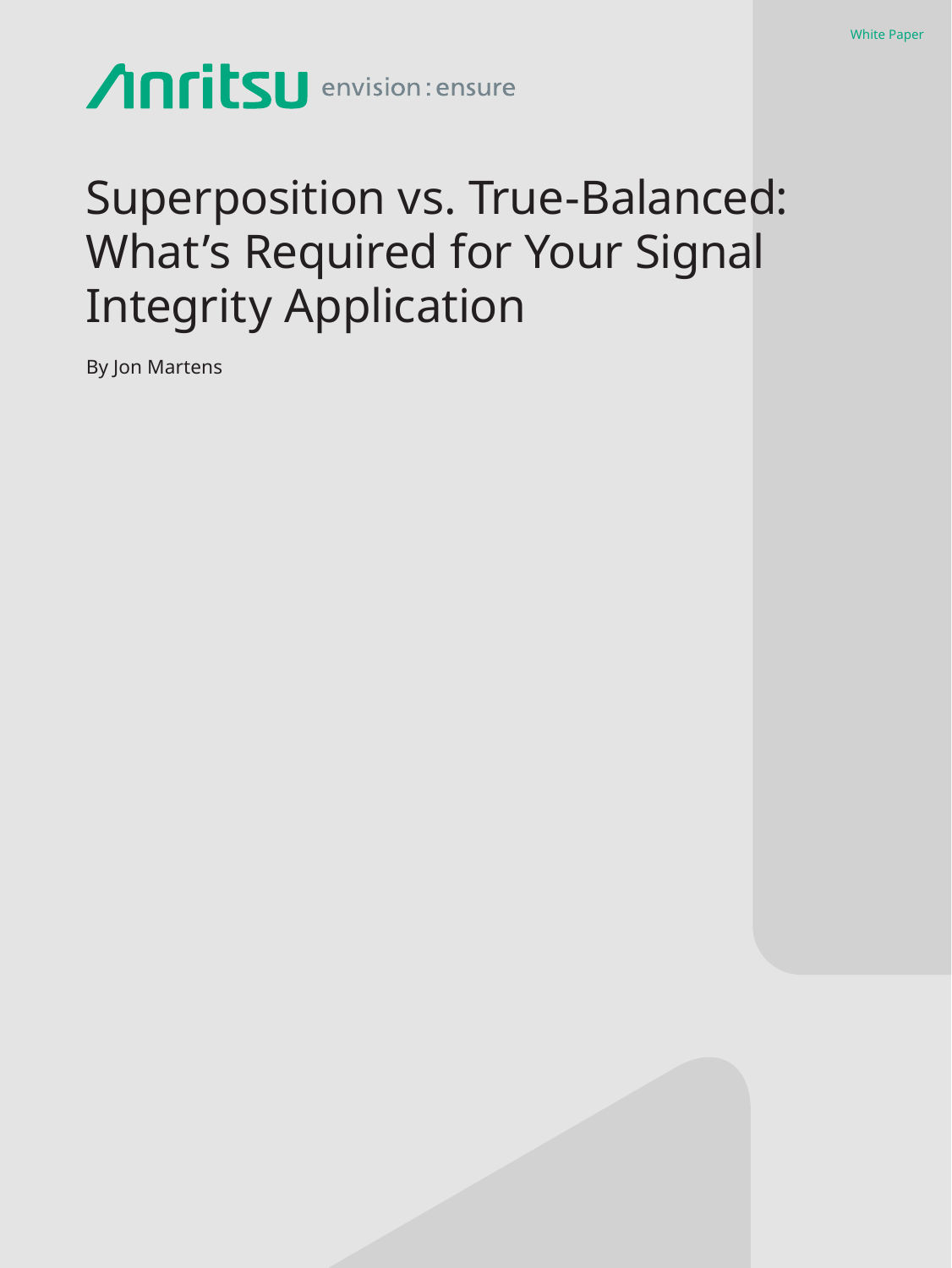White Paper

Anritsu envision : ensure

# Superposition vs. True-Balanced: What's Required for Your Signal Integrity Application

By Jon Martens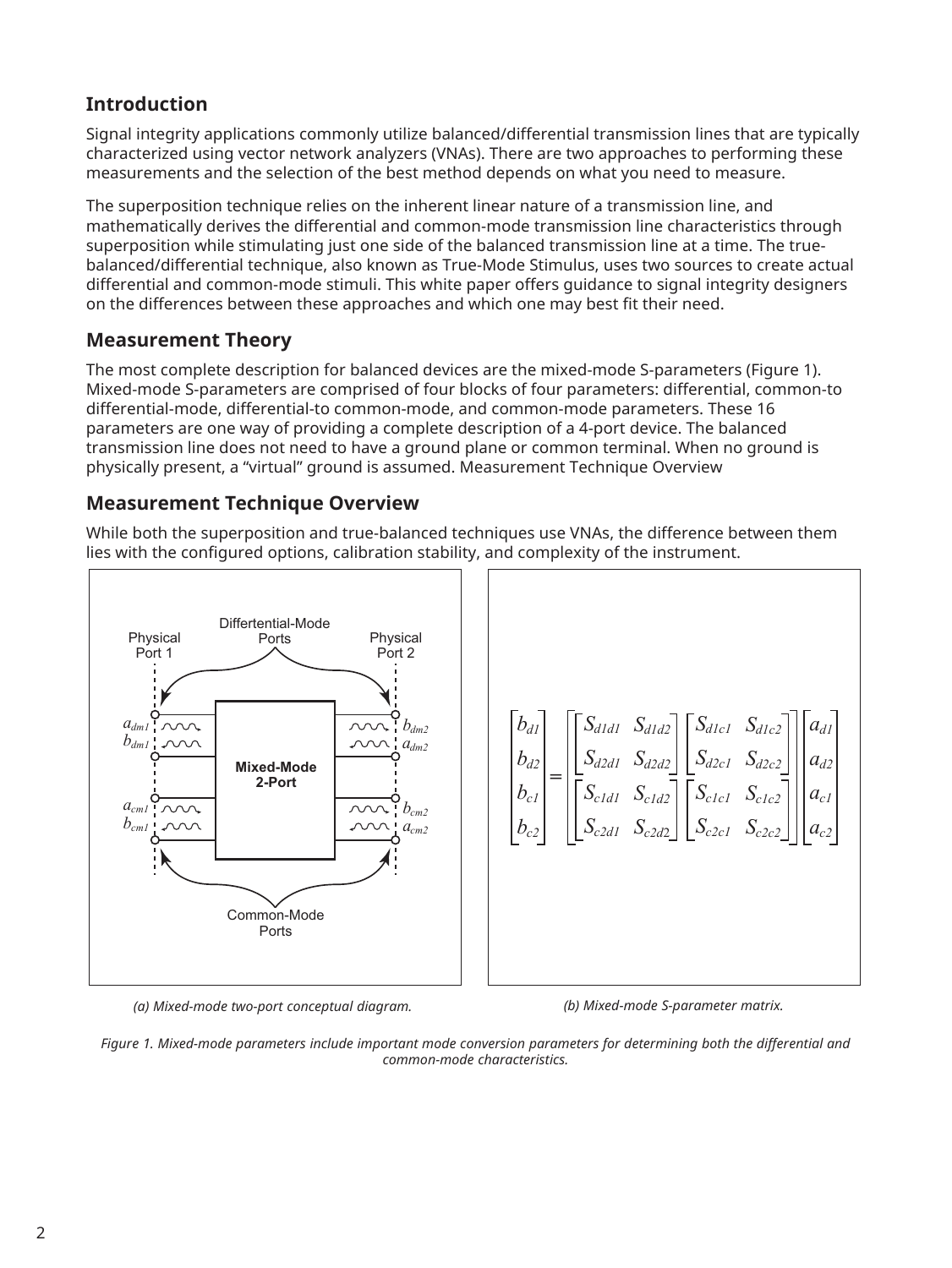## Introduction

Signal integrity applications commonly utilize balanced/differential transmission lines that are typically characterized using vector network analyzers (VNAs). There are two approaches to performing these measurements and the selection of the best method depends on what you need to measure.

The superposition technique relies on the inherent linear nature of a transmission line, and mathematically derives the differential and common-mode transmission line characteristics through superposition while stimulating just one side of the balanced transmission line at a time. The true-balanced/differential technique, also known as True-Mode Stimulus, uses two sources to create actual differential and common-mode stimuli. This white paper offers guidance to signal integrity designers on the differences between these approaches and which one may best fit their need.

## Measurement Theory

The most complete description for balanced devices are the mixed-mode S-parameters (Figure 1). Mixed-mode S-parameters are comprised of four blocks of four parameters: differential, common-to differential-mode, differential-to common-mode, and common-mode parameters. These 16 parameters are one way of providing a complete description of a 4-port device. The balanced transmission line does not need to have a ground plane or common terminal. When no ground is physically present, a “virtual” ground is assumed. Measurement Technique Overview

## Measurement Technique Overview

While both the superposition and true-balanced techniques use VNAs, the difference between them lies with the configured options, calibration stability, and complexity of the instrument.

*(a) Mixed-mode two-port conceptual diagram.*

$$
\begin{bmatrix} b_{d1} \\ b_{d2} \\ b_{c1} \\ b_{c2} \end{bmatrix} =
\begin{bmatrix}
\begin{bmatrix} S_{d1d1} & S_{d1d2} \\ S_{d2d1} & S_{d2d2} \end{bmatrix} & \begin{bmatrix} S_{d1c1} & S_{d1c2} \\ S_{d2c1} & S_{d2c2} \end{bmatrix} \\
\begin{bmatrix} S_{c1d1} & S_{c1d2} \\ S_{c2d1} & S_{c2d2} \end{bmatrix} & \begin{bmatrix} S_{c1c1} & S_{c1c2} \\ S_{c2c1} & S_{c2c2} \end{bmatrix}
\end{bmatrix}
\begin{bmatrix} a_{d1} \\ a_{d2} \\ a_{c1} \\ a_{c2} \end{bmatrix}
$$

*(b) Mixed-mode S-parameter matrix.*

*Figure 1. Mixed-mode parameters include important mode conversion parameters for determining both the differential and common-mode characteristics.*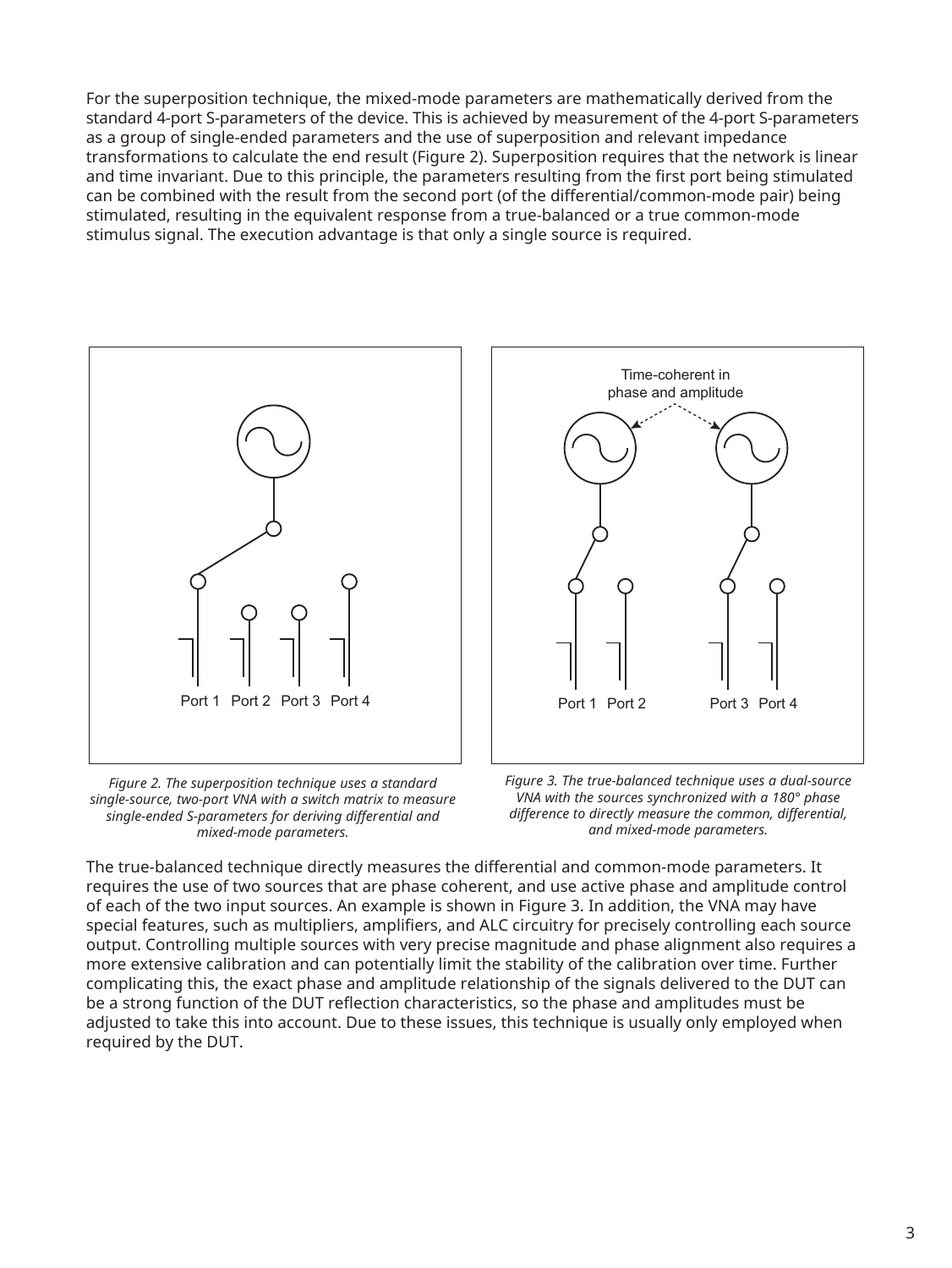For the superposition technique, the mixed-mode parameters are mathematically derived from the standard 4-port S-parameters of the device. This is achieved by measurement of the 4-port S-parameters as a group of single-ended parameters and the use of superposition and relevant impedance transformations to calculate the end result (Figure 2). Superposition requires that the network is linear and time invariant. Due to this principle, the parameters resulting from the first port being stimulated can be combined with the result from the second port (of the differential/common-mode pair) being stimulated, resulting in the equivalent response from a true-balanced or a true common-mode stimulus signal. The execution advantage is that only a single source is required.

*Figure 2. The superposition technique uses a standard single-source, two-port VNA with a switch matrix to measure single-ended S-parameters for deriving differential and mixed-mode parameters.*

*Figure 3. The true-balanced technique uses a dual-source VNA with the sources synchronized with a 180° phase difference to directly measure the common, differential, and mixed-mode parameters.*

The true-balanced technique directly measures the differential and common-mode parameters. It requires the use of two sources that are phase coherent, and use active phase and amplitude control of each of the two input sources. An example is shown in Figure 3. In addition, the VNA may have special features, such as multipliers, amplifiers, and ALC circuitry for precisely controlling each source output. Controlling multiple sources with very precise magnitude and phase alignment also requires a more extensive calibration and can potentially limit the stability of the calibration over time. Further complicating this, the exact phase and amplitude relationship of the signals delivered to the DUT can be a strong function of the DUT reflection characteristics, so the phase and amplitudes must be adjusted to take this into account. Due to these issues, this technique is usually only employed when required by the DUT.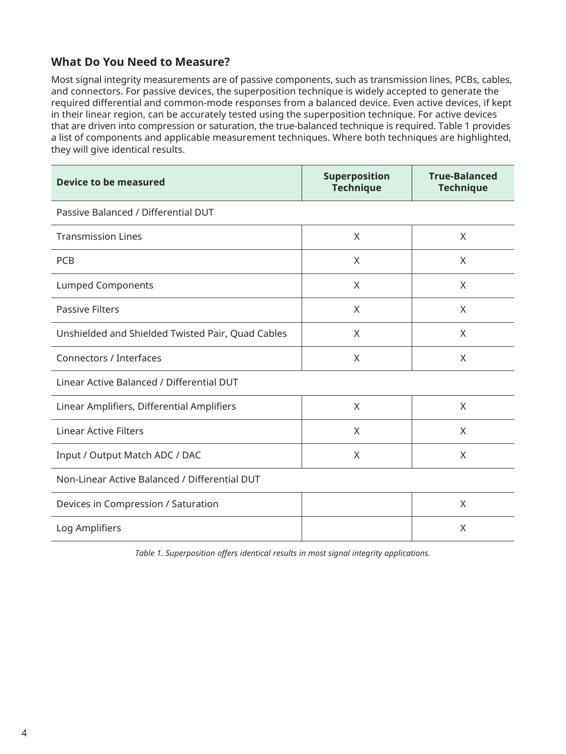## What Do You Need to Measure?

Most signal integrity measurements are of passive components, such as transmission lines, PCBs, cables, and connectors. For passive devices, the superposition technique is widely accepted to generate the required differential and common-mode responses from a balanced device. Even active devices, if kept in their linear region, can be accurately tested using the superposition technique. For active devices that are driven into compression or saturation, the true-balanced technique is required. Table 1 provides a list of components and applicable measurement techniques. Where both techniques are highlighted, they will give identical results.

| Device to be measured | Superposition Technique | True-Balanced Technique |
|---|---|---|
| Passive Balanced / Differential DUT | | |
| Transmission Lines | X | X |
| PCB | X | X |
| Lumped Components | X | X |
| Passive Filters | X | X |
| Unshielded and Shielded Twisted Pair, Quad Cables | X | X |
| Connectors / Interfaces | X | X |
| Linear Active Balanced / Differential DUT | | |
| Linear Amplifiers, Differential Amplifiers | X | X |
| Linear Active Filters | X | X |
| Input / Output Match ADC / DAC | X | X |
| Non-Linear Active Balanced / Differential DUT | | |
| Devices in Compression / Saturation | | X |
| Log Amplifiers | | X |

*Table 1. Superposition offers identical results in most signal integrity applications.*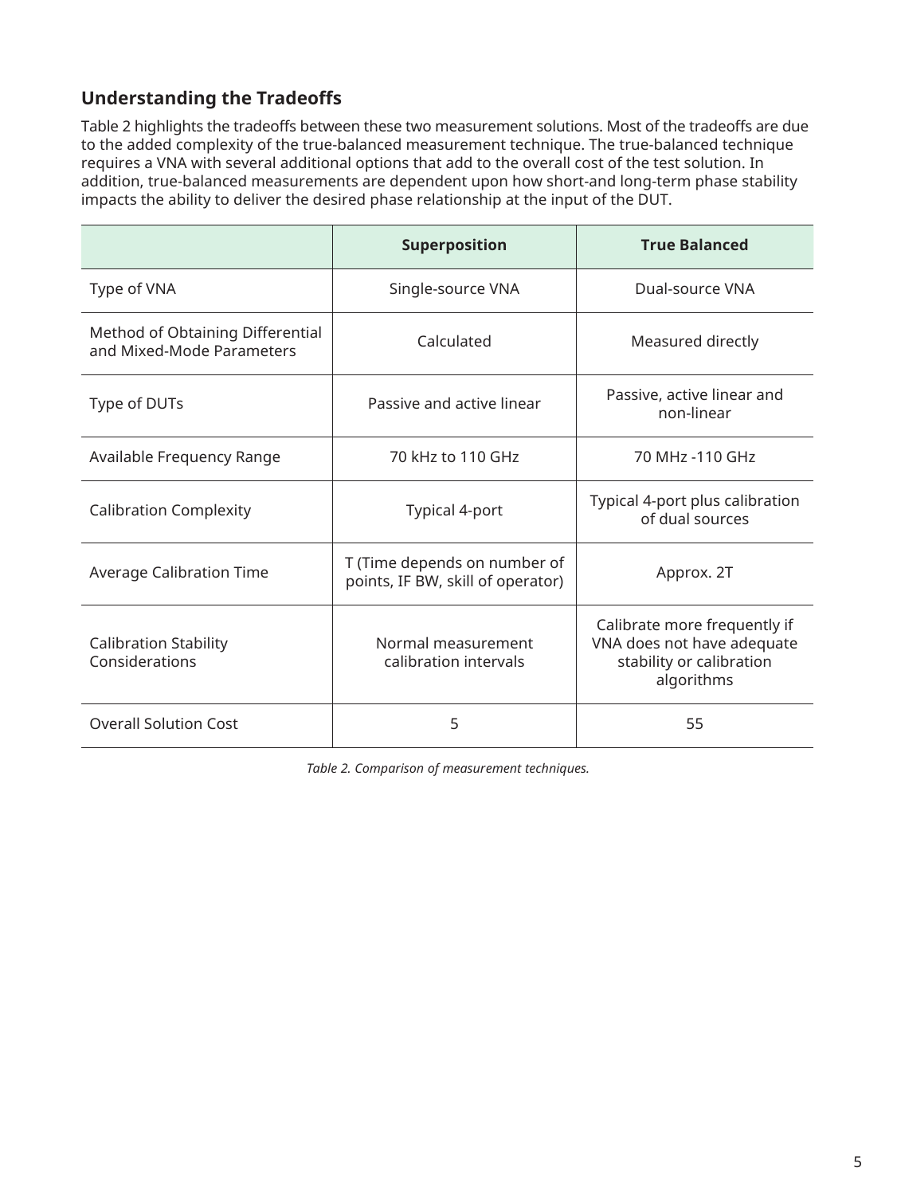## Understanding the Tradeoffs

Table 2 highlights the tradeoffs between these two measurement solutions. Most of the tradeoffs are due to the added complexity of the true-balanced measurement technique. The true-balanced technique requires a VNA with several additional options that add to the overall cost of the test solution. In addition, true-balanced measurements are dependent upon how short-and long-term phase stability impacts the ability to deliver the desired phase relationship at the input of the DUT.

| | **Superposition** | **True Balanced** |
|---|---|---|
| Type of VNA | Single-source VNA | Dual-source VNA |
| Method of Obtaining Differential and Mixed-Mode Parameters | Calculated | Measured directly |
| Type of DUTs | Passive and active linear | Passive, active linear and non-linear |
| Available Frequency Range | 70 kHz to 110 GHz | 70 MHz -110 GHz |
| Calibration Complexity | Typical 4-port | Typical 4-port plus calibration of dual sources |
| Average Calibration Time | T (Time depends on number of points, IF BW, skill of operator) | Approx. 2T |
| Calibration Stability Considerations | Normal measurement calibration intervals | Calibrate more frequently if VNA does not have adequate stability or calibration algorithms |
| Overall Solution Cost | 5 | 55 |

*Table 2. Comparison of measurement techniques.*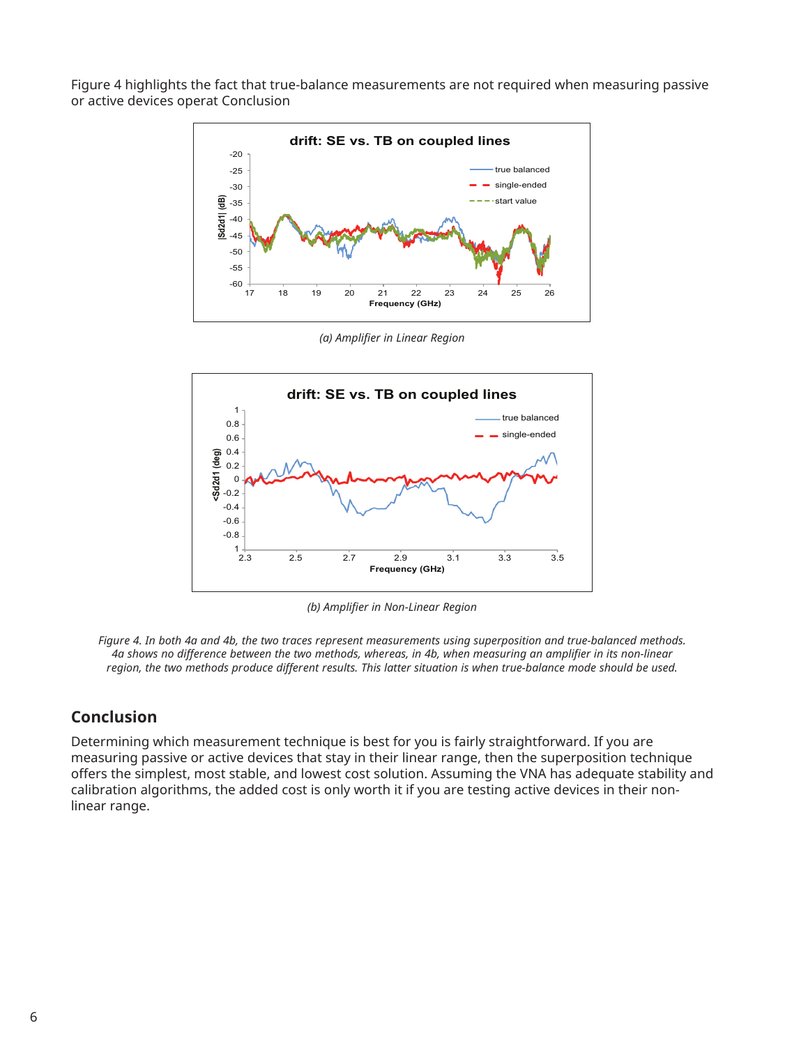Figure 4 highlights the fact that true-balance measurements are not required when measuring passive or active devices operat Conclusion

*(a) Amplifier in Linear Region*

*(b) Amplifier in Non-Linear Region*

*Figure 4. In both 4a and 4b, the two traces represent measurements using superposition and true-balanced methods. 4a shows no difference between the two methods, whereas, in 4b, when measuring an amplifier in its non-linear region, the two methods produce different results. This latter situation is when true-balance mode should be used.*

## Conclusion

Determining which measurement technique is best for you is fairly straightforward. If you are measuring passive or active devices that stay in their linear range, then the superposition technique offers the simplest, most stable, and lowest cost solution. Assuming the VNA has adequate stability and calibration algorithms, the added cost is only worth it if you are testing active devices in their non-linear range.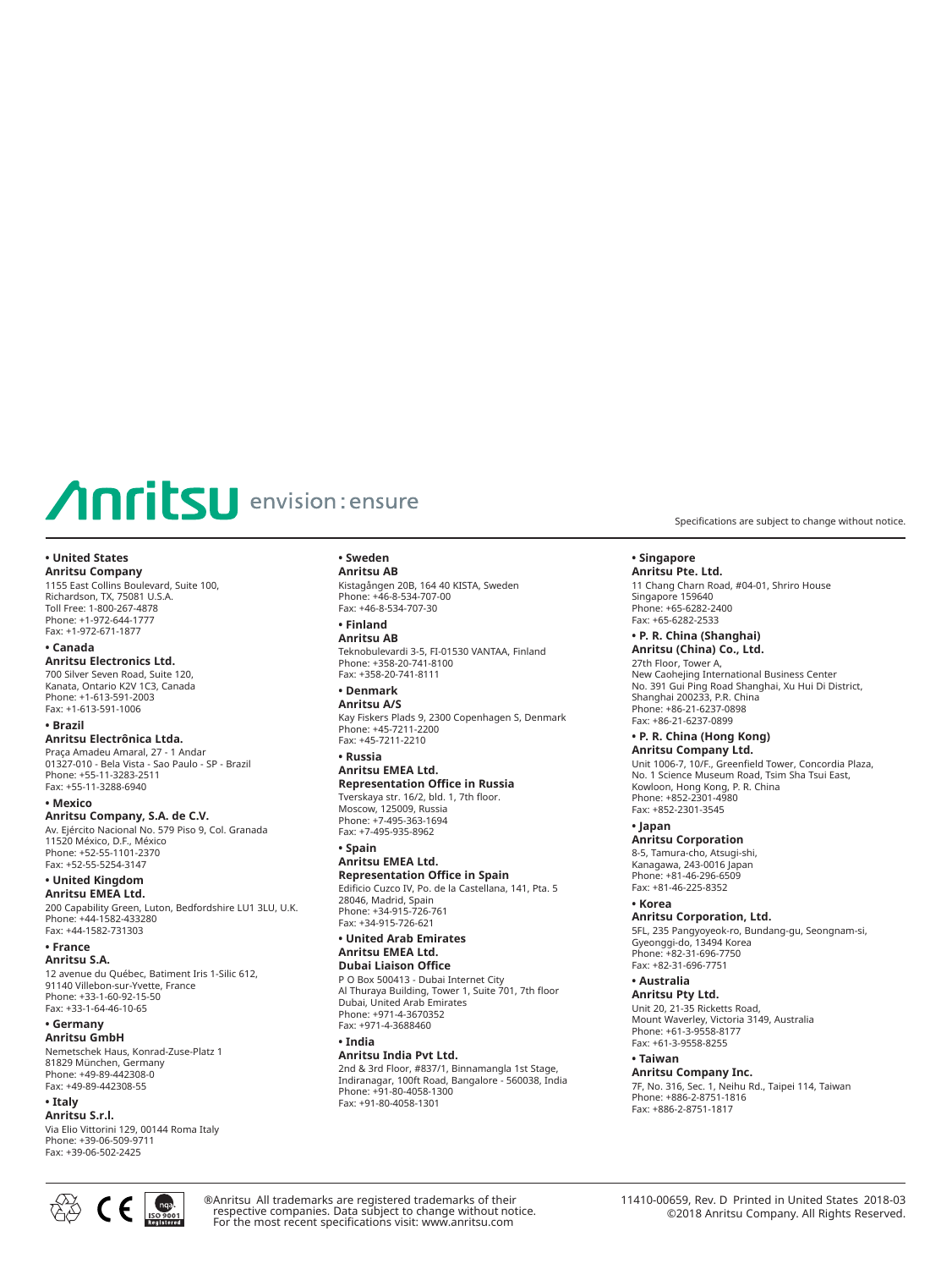Anritsu envision : ensure

Specifications are subject to change without notice.

**• United States**
**Anritsu Company**
1155 East Collins Boulevard, Suite 100,
Richardson, TX, 75081 U.S.A.
Toll Free: 1-800-267-4878
Phone: +1-972-644-1777
Fax: +1-972-671-1877

**• Canada**
**Anritsu Electronics Ltd.**
700 Silver Seven Road, Suite 120,
Kanata, Ontario K2V 1C3, Canada
Phone: +1-613-591-2003
Fax: +1-613-591-1006

**• Brazil**
**Anritsu Electrônica Ltda.**
Praça Amadeu Amaral, 27 - 1 Andar
01327-010 - Bela Vista - Sao Paulo - SP - Brazil
Phone: +55-11-3283-2511
Fax: +55-11-3288-6940

**• Mexico**
**Anritsu Company, S.A. de C.V.**
Av. Ejército Nacional No. 579 Piso 9, Col. Granada
11520 México, D.F., México
Phone: +52-55-1101-2370
Fax: +52-55-5254-3147

**• United Kingdom**
**Anritsu EMEA Ltd.**
200 Capability Green, Luton, Bedfordshire LU1 3LU, U.K.
Phone: +44-1582-433280
Fax: +44-1582-731303

**• France**
**Anritsu S.A.**
12 avenue du Québec, Batiment Iris 1-Silic 612,
91140 Villebon-sur-Yvette, France
Phone: +33-1-60-92-15-50
Fax: +33-1-64-46-10-65

**• Germany**
**Anritsu GmbH**
Nemetschek Haus, Konrad-Zuse-Platz 1
81829 München, Germany
Phone: +49-89-442308-0
Fax: +49-89-442308-55

**• Italy**
**Anritsu S.r.l.**
Via Elio Vittorini 129, 00144 Roma Italy
Phone: +39-06-509-9711
Fax: +39-06-502-2425

**• Sweden**
**Anritsu AB**
Kistagången 20B, 164 40 KISTA, Sweden
Phone: +46-8-534-707-00
Fax: +46-8-534-707-30

**• Finland**
**Anritsu AB**
Teknobulevardi 3-5, FI-01530 VANTAA, Finland
Phone: +358-20-741-8100
Fax: +358-20-741-8111

**• Denmark**
**Anritsu A/S**
Kay Fiskers Plads 9, 2300 Copenhagen S, Denmark
Phone: +45-7211-2200
Fax: +45-7211-2210

**• Russia**
**Anritsu EMEA Ltd.**
**Representation Office in Russia**
Tverskaya str. 16/2, bld. 1, 7th floor.
Moscow, 125009, Russia
Phone: +7-495-363-1694
Fax: +7-495-935-8962

**• Spain**
**Anritsu EMEA Ltd.**
**Representation Office in Spain**
Edificio Cuzco IV, Po. de la Castellana, 141, Pta. 5
28046, Madrid, Spain
Phone: +34-915-726-761
Fax: +34-915-726-621

**• United Arab Emirates**
**Anritsu EMEA Ltd.**
**Dubai Liaison Office**
P O Box 500413 - Dubai Internet City
Al Thuraya Building, Tower 1, Suite 701, 7th floor
Dubai, United Arab Emirates
Phone: +971-4-3670352
Fax: +971-4-3688460

**• India**
**Anritsu India Pvt Ltd.**
2nd & 3rd Floor, #837/1, Binnamangla 1st Stage,
Indiranagar, 100ft Road, Bangalore - 560038, India
Phone: +91-80-4058-1300
Fax: +91-80-4058-1301

**• Singapore**
**Anritsu Pte. Ltd.**
11 Chang Charn Road, #04-01, Shriro House
Singapore 159640
Phone: +65-6282-2400
Fax: +65-6282-2533

**• P. R. China (Shanghai)**
**Anritsu (China) Co., Ltd.**
27th Floor, Tower A,
New Caohejing International Business Center
No. 391 Gui Ping Road Shanghai, Xu Hui Di District,
Shanghai 200233, P.R. China
Phone: +86-21-6237-0898
Fax: +86-21-6237-0899

**• P. R. China (Hong Kong)**
**Anritsu Company Ltd.**
Unit 1006-7, 10/F., Greenfield Tower, Concordia Plaza,
No. 1 Science Museum Road, Tsim Sha Tsui East,
Kowloon, Hong Kong, P. R. China
Phone: +852-2301-4980
Fax: +852-2301-3545

**• Japan**
**Anritsu Corporation**
8-5, Tamura-cho, Atsugi-shi,
Kanagawa, 243-0016 Japan
Phone: +81-46-296-6509
Fax: +81-46-225-8352

**• Korea**
**Anritsu Corporation, Ltd.**
5FL, 235 Pangyoyeok-ro, Bundang-gu, Seongnam-si,
Gyeonggi-do, 13494 Korea
Phone: +82-31-696-7750
Fax: +82-31-696-7751

**• Australia**
**Anritsu Pty Ltd.**
Unit 20, 21-35 Ricketts Road,
Mount Waverley, Victoria 3149, Australia
Phone: +61-3-9558-8177
Fax: +61-3-9558-8255

**• Taiwan**
**Anritsu Company Inc.**
7F, No. 316, Sec. 1, Neihu Rd., Taipei 114, Taiwan
Phone: +886-2-8751-1816
Fax: +886-2-8751-1817

®Anritsu All trademarks are registered trademarks of their respective companies. Data subject to change without notice. For the most recent specifications visit: www.anritsu.com

11410-00659, Rev. D Printed in United States 2018-03
©2018 Anritsu Company. All Rights Reserved.